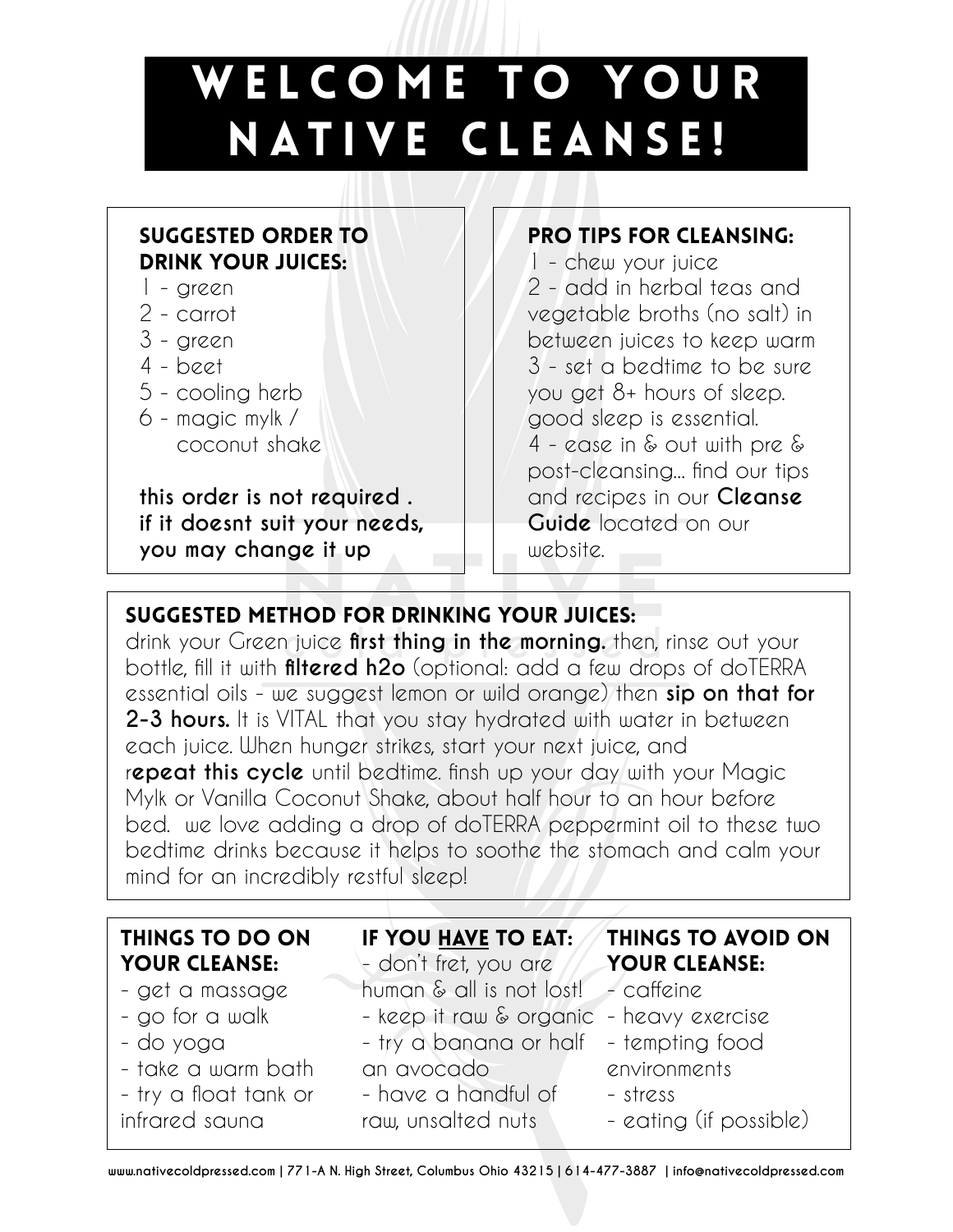# WELCOME TO YOUR NATIVE CLEANSE!

## SUGGESTED ORDER TO DRINK YOUR JUICES:

1 - green
2 - carrot
3 - green
4 - beet
5 - cooling herb
6 - magic mylk / coconut shake

**this order is not required . if it doesnt suit your needs, you may change it up**

## PRO TIPS FOR CLEANSING:

1 - chew your juice
2 - add in herbal teas and vegetable broths (no salt) in between juices to keep warm
3 - set a bedtime to be sure you get 8+ hours of sleep. good sleep is essential.
4 - ease in & out with pre & post-cleansing... find our tips and recipes in our **Cleanse Guide** located on our website.

## SUGGESTED METHOD FOR DRINKING YOUR JUICES:

drink your Green juice **first thing in the morning.** then, rinse out your bottle, fill it with **filtered h2o** (optional: add a few drops of doTERRA essential oils - we suggest lemon or wild orange) then **sip on that for 2-3 hours.** It is VITAL that you stay hydrated with water in between each juice. When hunger strikes, start your next juice, and r**epeat this cycle** until bedtime. finsh up your day with your Magic Mylk or Vanilla Coconut Shake, about half hour to an hour before bed. we love adding a drop of doTERRA peppermint oil to these two bedtime drinks because it helps to soothe the stomach and calm your mind for an incredibly restful sleep!

## THINGS TO DO ON YOUR CLEANSE:

- get a massage
- go for a walk
- do yoga
- take a warm bath
- try a float tank or infrared sauna

## IF YOU HAVE TO EAT:

- don't fret, you are human & all is not lost!
- keep it raw & organic
- try a banana or half an avocado
- have a handful of raw, unsalted nuts

## THINGS TO AVOID ON YOUR CLEANSE:

- caffeine
- heavy exercise
- tempting food environments
- stress
- eating (if possible)

www.nativecoldpressed.com | 771-A N. High Street, Columbus Ohio 43215 | 614-477-3887 | info@nativecoldpressed.com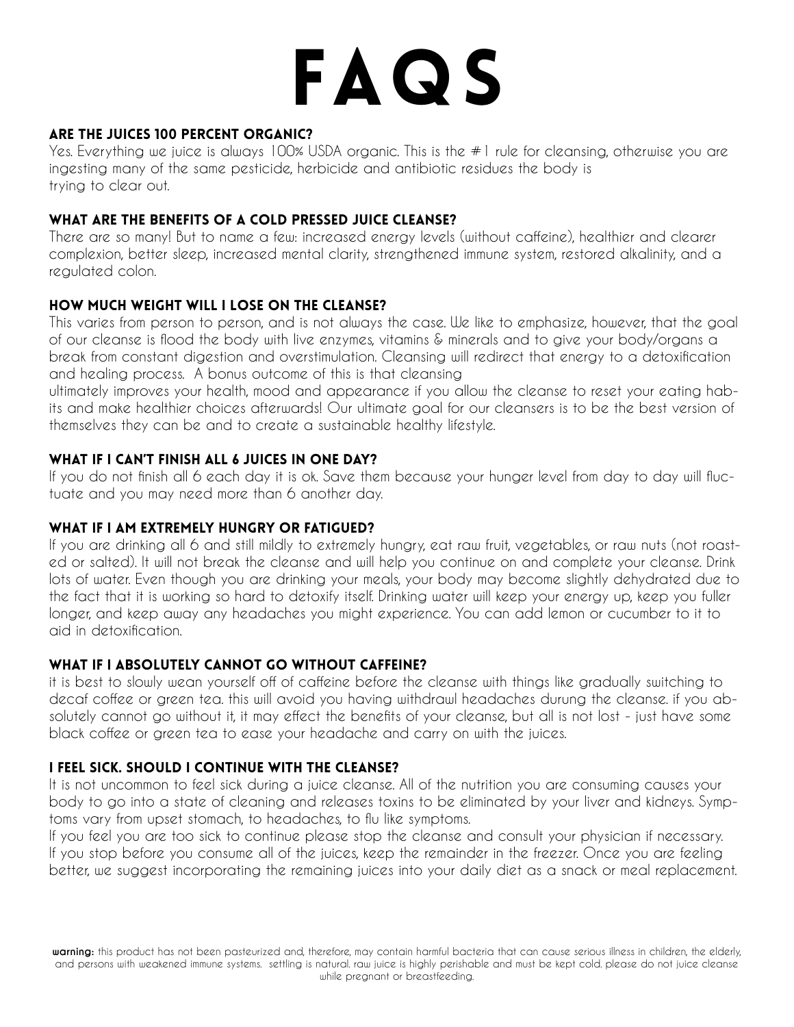# FAQS

### ARE THE JUICES 100 PERCENT ORGANIC?

Yes. Everything we juice is always 100% USDA organic. This is the #1 rule for cleansing, otherwise you are ingesting many of the same pesticide, herbicide and antibiotic residues the body is trying to clear out.

### WHAT ARE THE BENEFITS OF A COLD PRESSED JUICE CLEANSE?

There are so many! But to name a few: increased energy levels (without caffeine), healthier and clearer complexion, better sleep, increased mental clarity, strengthened immune system, restored alkalinity, and a regulated colon.

### HOW MUCH WEIGHT WILL I LOSE ON THE CLEANSE?

This varies from person to person, and is not always the case. We like to emphasize, however, that the goal of our cleanse is flood the body with live enzymes, vitamins & minerals and to give your body/organs a break from constant digestion and overstimulation. Cleansing will redirect that energy to a detoxification and healing process. A bonus outcome of this is that cleansing ultimately improves your health, mood and appearance if you allow the cleanse to reset your eating habits and make healthier choices afterwards! Our ultimate goal for our cleansers is to be the best version of themselves they can be and to create a sustainable healthy lifestyle.

### WHAT IF I CAN'T FINISH ALL 6 JUICES IN ONE DAY?

If you do not finish all 6 each day it is ok. Save them because your hunger level from day to day will fluctuate and you may need more than 6 another day.

### WHAT IF I AM EXTREMELY HUNGRY OR FATIGUED?

If you are drinking all 6 and still mildly to extremely hungry, eat raw fruit, vegetables, or raw nuts (not roasted or salted). It will not break the cleanse and will help you continue on and complete your cleanse. Drink lots of water. Even though you are drinking your meals, your body may become slightly dehydrated due to the fact that it is working so hard to detoxify itself. Drinking water will keep your energy up, keep you fuller longer, and keep away any headaches you might experience. You can add lemon or cucumber to it to aid in detoxification.

### WHAT IF I ABSOLUTELY CANNOT GO WITHOUT CAFFEINE?

it is best to slowly wean yourself off of caffeine before the cleanse with things like gradually switching to decaf coffee or green tea. this will avoid you having withdrawl headaches durung the cleanse. if you absolutely cannot go without it, it may effect the benefits of your cleanse, but all is not lost - just have some black coffee or green tea to ease your headache and carry on with the juices.

### I FEEL SICK. SHOULD I CONTINUE WITH THE CLEANSE?

It is not uncommon to feel sick during a juice cleanse. All of the nutrition you are consuming causes your body to go into a state of cleaning and releases toxins to be eliminated by your liver and kidneys. Symptoms vary from upset stomach, to headaches, to flu like symptoms.

If you feel you are too sick to continue please stop the cleanse and consult your physician if necessary. If you stop before you consume all of the juices, keep the remainder in the freezer. Once you are feeling better, we suggest incorporating the remaining juices into your daily diet as a snack or meal replacement.

**warning:** this product has not been pasteurized and, therefore, may contain harmful bacteria that can cause serious illness in children, the elderly, and persons with weakened immune systems. settling is natural. raw juice is highly perishable and must be kept cold. please do not juice cleanse while pregnant or breastfeeding.